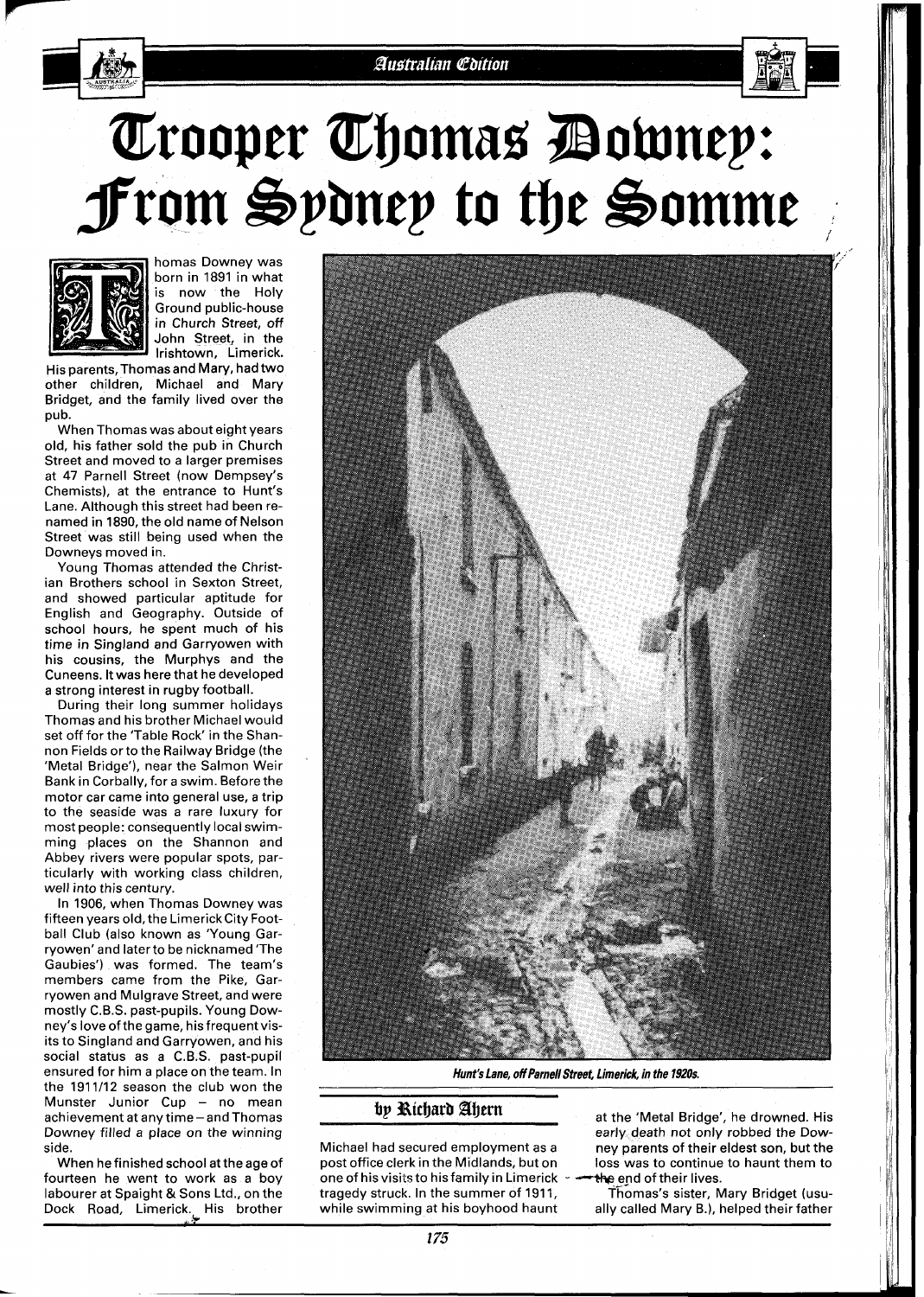# Trooper Thomas Downey: From Sydney to the Somme

Thomas Downey was born in 1891 in what is now the Holy Ground public-house in Church Street, off John Street, in the Irishtown, Limerick. His parents, Thomas and Mary, had two other children, Michael and Mary Bridget, and the family lived over the pub.

When Thomas was about eight years old, his father sold the pub in Church Street and moved to a larger premises at 47 Parnell Street (now Dempsey's Chemists), at the entrance to Hunt's Lane. Although this street had been renamed in 1890, the old name of Nelson Street was still being used when the Downeys moved in.

Young Thomas attended the Christian Brothers school in Sexton Street, and showed particular aptitude for English and Geography. Outside of school hours, he spent much of his time in Singland and Garryowen with his cousins, the Murphys and the Cuneens. It was here that he developed a strong interest in rugby football.

During their long summer holidays Thomas and his brother Michael would set off for the 'Table Rock' in the Shannon Fields or to the Railway Bridge (the 'Metal Bridge'), near the Salmon Weir Bank in Corbally, for a swim. Before the motor car came into general use, a trip to the seaside was a rare luxury for most people: consequently local swimming places on the Shannon and Abbey rivers were popular spots, particularly with working class children, well into this century.

In 1906, when Thomas Downey was fifteen years old, the Limerick City Football Club (also known as 'Young Garryowen' and later to be nicknamed 'The Gaubies') was formed. The team's members came from the Pike, Garryowen and Mulgrave Street, and were mostly C.B.S. past-pupils. Young Downey's love of the game, his frequent visits to Singland and Garryowen, and his social status as a C.B.S. past-pupil ensured for him a place on the team. In the 1911/12 season the club won the Munster Junior Cup – no mean achievement at any time – and Thomas Downey filled a place on the winning side.

When he finished school at the age of fourteen he went to work as a boy labourer at Spaight & Sons Ltd., on the Dock Road, Limerick. His brother Michael had secured employment as a post office clerk in the Midlands, but on one of his visits to his family in Limerick tragedy struck. In the summer of 1911, while swimming at his boyhood haunt at the 'Metal Bridge', he drowned. His early death not only robbed the Downey parents of their eldest son, but the loss was to continue to haunt them to the end of their lives.

*Hunt's Lane, off Parnell Street, Limerick, in the 1920s.*

**by Richard Ahern**

Thomas's sister, Mary Bridget (usually called Mary B.), helped their father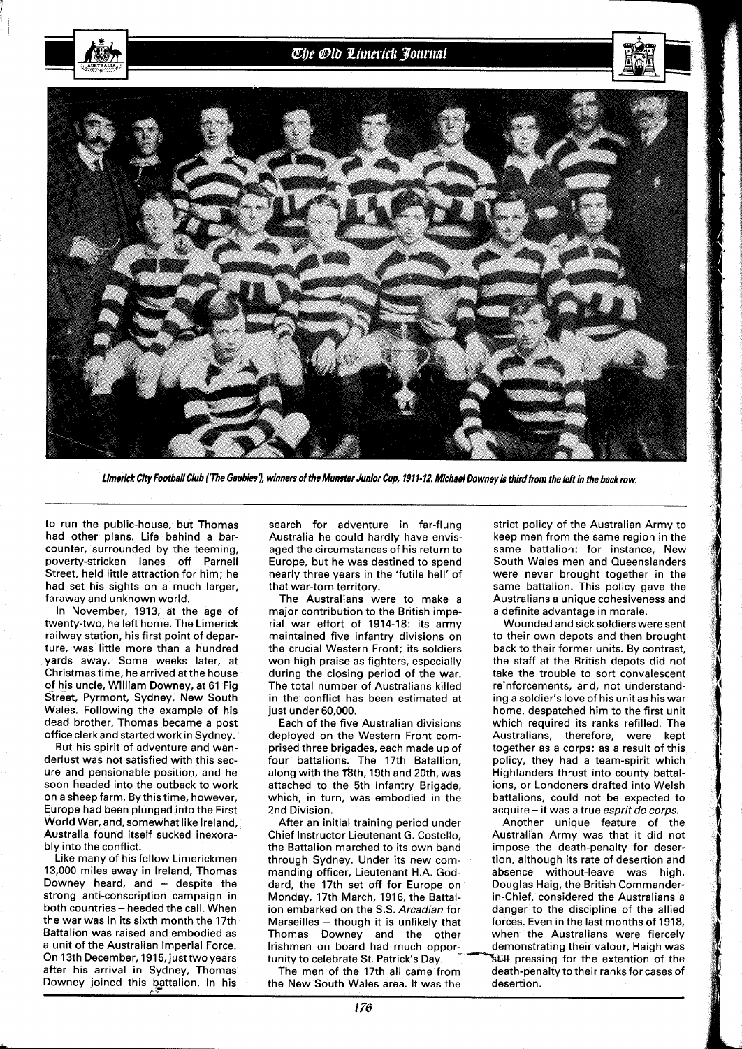*Limerick City Football Club ('The Gaubies'), winners of the Munster Junior Cup, 1911-12. Michael Downey is third from the left in the back row.*

to run the public-house, but Thomas had other plans. Life behind a bar-counter, surrounded by the teeming, poverty-stricken lanes off Parnell Street, held little attraction for him; he had set his sights on a much larger, faraway and unknown world.

In November, 1913, at the age of twenty-two, he left home. The Limerick railway station, his first point of departure, was little more than a hundred yards away. Some weeks later, at Christmas time, he arrived at the house of his uncle, William Downey, at 61 Fig Street, Pyrmont, Sydney, New South Wales. Following the example of his dead brother, Thomas became a post office clerk and started work in Sydney.

But his spirit of adventure and wanderlust was not satisfied with this secure and pensionable position, and he soon headed into the outback to work on a sheep farm. By this time, however, Europe had been plunged into the First World War, and, somewhat like Ireland, Australia found itself sucked inexorably into the conflict.

Like many of his fellow Limerickmen 13,000 miles away in Ireland, Thomas Downey heard, and – despite the strong anti-conscription campaign in both countries – heeded the call. When the war was in its sixth month the 17th Battalion was raised and embodied as a unit of the Australian Imperial Force. On 13th December, 1915, just two years after his arrival in Sydney, Thomas Downey joined this battalion. In his search for adventure in far-flung Australia he could hardly have envisaged the circumstances of his return to Europe, but he was destined to spend nearly three years in the 'futile hell' of that war-torn territory.

The Australians were to make a major contribution to the British imperial war effort of 1914-18: its army maintained five infantry divisions on the crucial Western Front; its soldiers won high praise as fighters, especially during the closing period of the war. The total number of Australians killed in the conflict has been estimated at just under 60,000.

Each of the five Australian divisions deployed on the Western Front comprised three brigades, each made up of four battalions. The 17th Batallion, along with the 18th, 19th and 20th, was attached to the 5th Infantry Brigade, which, in turn, was embodied in the 2nd Division.

After an initial training period under Chief Instructor Lieutenant G. Costello, the Battalion marched to its own band through Sydney. Under its new commanding officer, Lieutenant H.A. Goddard, the 17th set off for Europe on Monday, 17th March, 1916, the Battalion embarked on the S.S. *Arcadian* for Marseilles – though it is unlikely that Thomas Downey and the other Irishmen on board had much opportunity to celebrate St. Patrick's Day.

The men of the 17th all came from the New South Wales area. It was the strict policy of the Australian Army to keep men from the same region in the same battalion: for instance, New South Wales men and Queenslanders were never brought together in the same battalion. This policy gave the Australians a unique cohesiveness and a definite advantage in morale.

Wounded and sick soldiers were sent to their own depots and then brought back to their former units. By contrast, the staff at the British depots did not take the trouble to sort convalescent reinforcements, and, not understanding a soldier's love of his unit as his war home, despatched him to the first unit which required its ranks refilled. The Australians, therefore, were kept together as a corps; as a result of this policy, they had a team-spirit which Highlanders thrust into county battalions, or Londoners drafted into Welsh battalions, could not be expected to acquire – it was a true *esprit de corps*.

Another unique feature of the Australian Army was that it did not impose the death-penalty for desertion, although its rate of desertion and absence without-leave was high. Douglas Haig, the British Commander-in-Chief, considered the Australians a danger to the discipline of the allied forces. Even in the last months of 1918, when the Australians were fiercely demonstrating their valour, Haigh was still pressing for the extention of the death-penalty to their ranks for cases of desertion.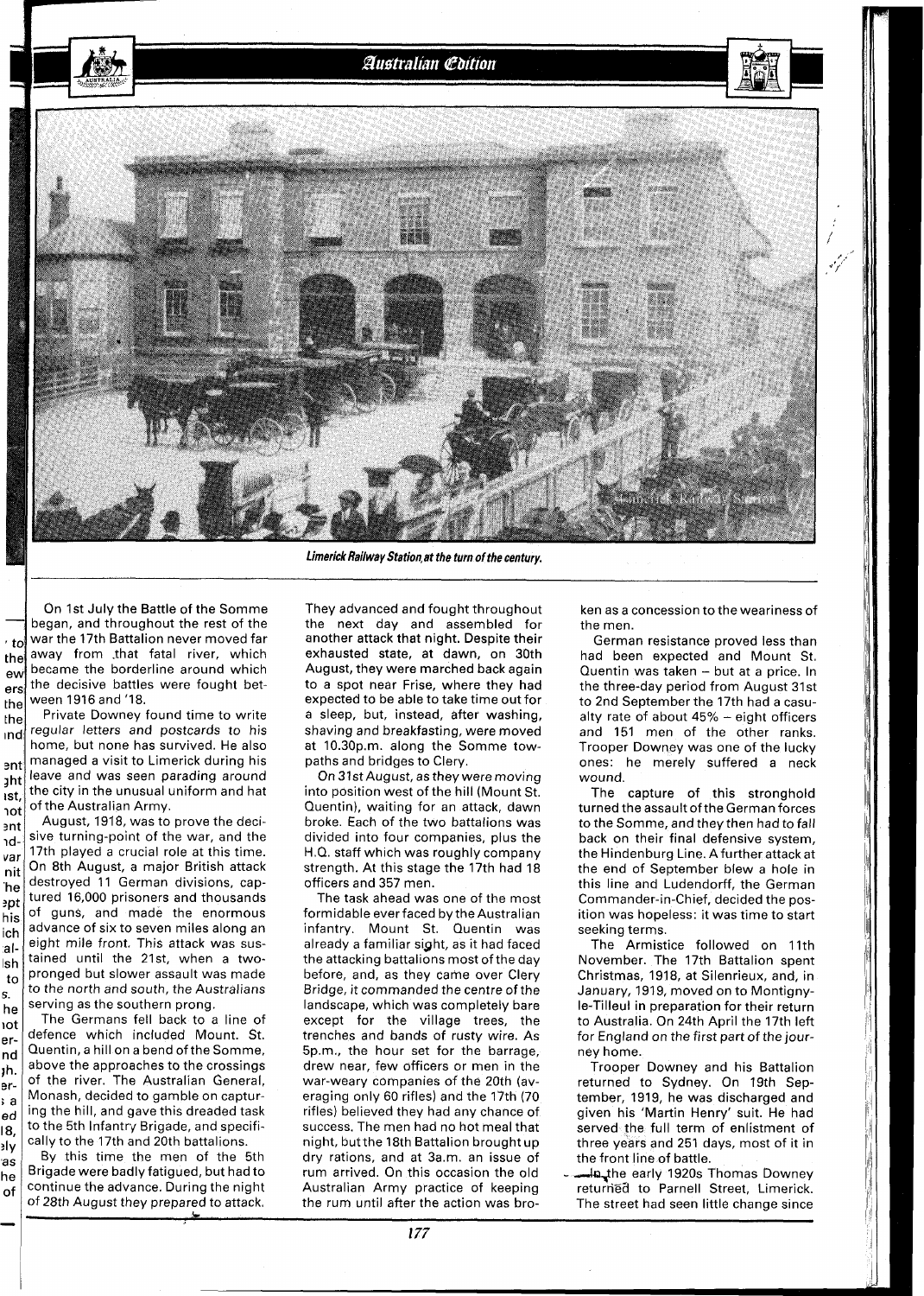*Limerick Railway Station at the turn of the century.*

On 1st July the Battle of the Somme began, and throughout the rest of the war the 17th Battalion never moved far away from that fatal river, which became the borderline around which the decisive battles were fought between 1916 and '18.

Private Downey found time to write regular letters and postcards to his home, but none has survived. He also managed a visit to Limerick during his leave and was seen parading around the city in the unusual uniform and hat of the Australian Army.

August, 1918, was to prove the decisive turning-point of the war, and the 17th played a crucial role at this time. On 8th August, a major British attack destroyed 11 German divisions, captured 16,000 prisoners and thousands of guns, and made the enormous advance of six to seven miles along an eight mile front. This attack was sustained until the 21st, when a two-pronged but slower assault was made to the north and south, the Australians serving as the southern prong.

The Germans fell back to a line of defence which included Mount. St. Quentin, a hill on a bend of the Somme, above the approaches to the crossings of the river. The Australian General, Monash, decided to gamble on capturing the hill, and gave this dreaded task to the 5th Infantry Brigade, and specifically to the 17th and 20th battalions.

By this time the men of the 5th Brigade were badly fatigued, but had to continue the advance. During the night of 28th August they prepared to attack. They advanced and fought throughout the next day and assembled for another attack that night. Despite their exhausted state, at dawn, on 30th August, they were marched back again to a spot near Frise, where they had expected to be able to take time out for a sleep, but, instead, after washing, shaving and breakfasting, were moved at 10.30p.m. along the Somme tow-paths and bridges to Clery.

On 31st August, as they were moving into position west of the hill (Mount St. Quentin), waiting for an attack, dawn broke. Each of the two battalions was divided into four companies, plus the H.Q. staff which was roughly company strength. At this stage the 17th had 18 officers and 357 men.

The task ahead was one of the most formidable ever faced by the Australian infantry. Mount St. Quentin was already a familiar sight, as it had faced the attacking battalions most of the day before, and, as they came over Clery Bridge, it commanded the centre of the landscape, which was completely bare except for the village trees, the trenches and bands of rusty wire. As 5p.m., the hour set for the barrage, drew near, few officers or men in the war-weary companies of the 20th (averaging only 60 rifles) and the 17th (70 rifles) believed they had any chance of success. The men had no hot meal that night, but the 18th Battalion brought up dry rations, and at 3a.m. an issue of rum arrived. On this occasion the old Australian Army practice of keeping the rum until after the action was broken as a concession to the weariness of the men.

German resistance proved less than had been expected and Mount St. Quentin was taken – but at a price. In the three-day period from August 31st to 2nd September the 17th had a casualty rate of about 45% – eight officers and 151 men of the other ranks. Trooper Downey was one of the lucky ones: he merely suffered a neck wound.

The capture of this stronghold turned the assault of the German forces to the Somme, and they then had to fall back on their final defensive system, the Hindenburg Line. A further attack at the end of September blew a hole in this line and Ludendorff, the German Commander-in-Chief, decided the position was hopeless: it was time to start seeking terms.

The Armistice followed on 11th November. The 17th Battalion spent Christmas, 1918, at Silenrieux, and, in January, 1919, moved on to Montigny-le-Tilleul in preparation for their return to Australia. On 24th April the 17th left for England on the first part of the journey home.

Trooper Downey and his Battalion returned to Sydney. On 19th September, 1919, he was discharged and given his 'Martin Henry' suit. He had served the full term of enlistment of three years and 251 days, most of it in the front line of battle.

In the early 1920s Thomas Downey returned to Parnell Street, Limerick. The street had seen little change since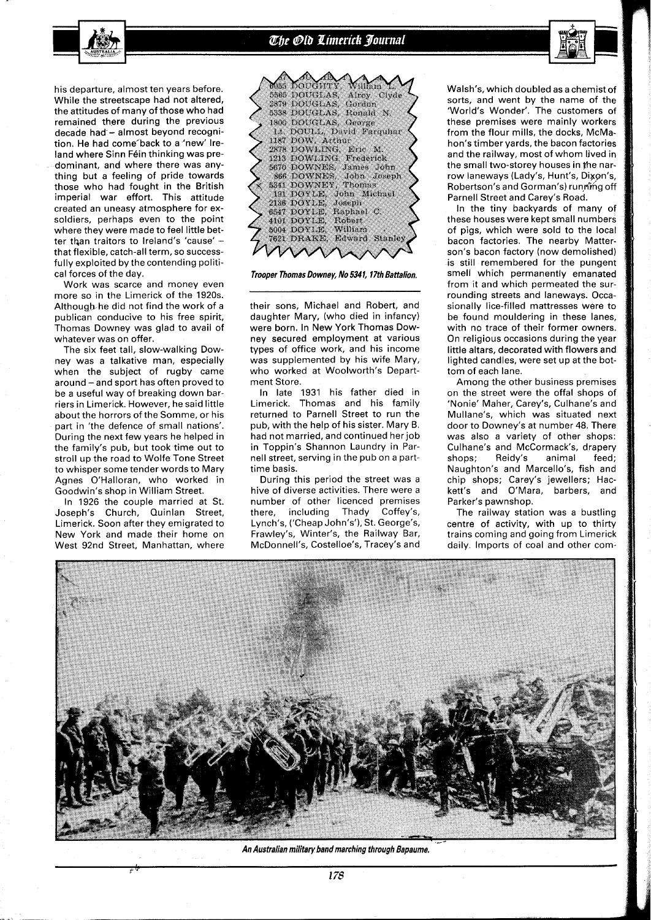his departure, almost ten years before. While the streetscape had not altered, the attitudes of many of those who had remained there during the previous decade had – almost beyond recognition. He had come back to a 'new' Ireland where Sinn Féin thinking was predominant, and where there was anything but a feeling of pride towards those who had fought in the British imperial war effort. This attitude created an uneasy atmosphere for ex-soldiers, perhaps even to the point where they were made to feel little better than traitors to Ireland's 'cause' – that flexible, catch-all term, so successfully exploited by the contending political forces of the day.

Work was scarce and money even more so in the Limerick of the 1920s. Although he did not find the work of a publican conducive to his free spirit, Thomas Downey was glad to avail of whatever was on offer.

The six feet tall, slow-walking Downey was a talkative man, especially when the subject of rugby came around – and sport has often proved to be a useful way of breaking down barriers in Limerick. However, he said little about the horrors of the Somme, or his part in 'the defence of small nations'. During the next few years he helped in the family's pub, but took time out to stroll up the road to Wolfe Tone Street to whisper some tender words to Mary Agnes O'Halloran, who worked in Goodwin's shop in William Street.

In 1926 the couple married at St. Joseph's Church, Quinlan Street, Limerick. Soon after they emigrated to New York and made their home on West 92nd Street, Manhattan, where

6055 DOUGHTY, William L.
5565 DOUGLAS, Alroy Clyde
2879 DOUGLAS, Gordon
5338 DOUGLAS, Ronald N.
1800 DOUGLAS, George
Lt. DOULL, David Farquhar
1187 DOW, Arthur
2878 DOWLING, Eric M.
1213 DOWLING, Frederick
5670 DOWNES, James John
866 DOWNES, John Joseph
5341 DOWNEY, Thomas
191 DOYLE, John Michael
2136 DOYLE, Joseph
6547 DOYLE, Raphael C.
4101 DOYLE, Robert
5004 DOYLE, William
7621 DRAKE, Edward Stanley

*Trooper Thomas Downey, No 5341, 17th Battalion.*

their sons, Michael and Robert, and daughter Mary, (who died in infancy) were born. In New York Thomas Downey secured employment at various types of office work, and his income was supplemented by his wife Mary, who worked at Woolworth's Department Store.

In late 1931 his father died in Limerick. Thomas and his family returned to Parnell Street to run the pub, with the help of his sister. Mary B. had not married, and continued her job in Toppin's Shannon Laundry in Parnell street, serving in the pub on a part-time basis.

During this period the street was a hive of diverse activities. There were a number of other licenced premises there, including Thady Coffey's, Lynch's, ('Cheap John's'), St. George's, Frawley's, Winter's, the Railway Bar, McDonnell's, Costelloe's, Tracey's and Walsh's, which doubled as a chemist of sorts, and went by the name of the 'World's Wonder'. The customers of these premises were mainly workers from the flour mills, the docks, McMahon's timber yards, the bacon factories and the railway, most of whom lived in the small two-storey houses in the narrow laneways (Lady's, Hunt's, Dixon's, Robertson's and Gorman's) running off Parnell Street and Carey's Road.

In the tiny backyards of many of these houses were kept small numbers of pigs, which were sold to the local bacon factories. The nearby Matterson's bacon factory (now demolished) is still remembered for the pungent smell which permanently emanated from it and which permeated the surrounding streets and laneways. Occasionally lice-filled mattresses were to be found mouldering in these lanes, with no trace of their former owners. On religious occasions during the year little altars, decorated with flowers and lighted candles, were set up at the bottom of each lane.

Among the other business premises on the street were the offal shops of 'Nonie' Maher, Carey's, Culhane's and Mullane's, which was situated next door to Downey's at number 48. There was also a variety of other shops: Culhane's and McCormack's, drapery shops; Reidy's animal feed; Naughton's and Marcello's, fish and chip shops; Carey's jewellers; Hackett's and O'Mara, barbers, and Parker's pawnshop.

The railway station was a bustling centre of activity, with up to thirty trains coming and going from Limerick daily. Imports of coal and other com-

*An Australian military band marching through Bapaume.*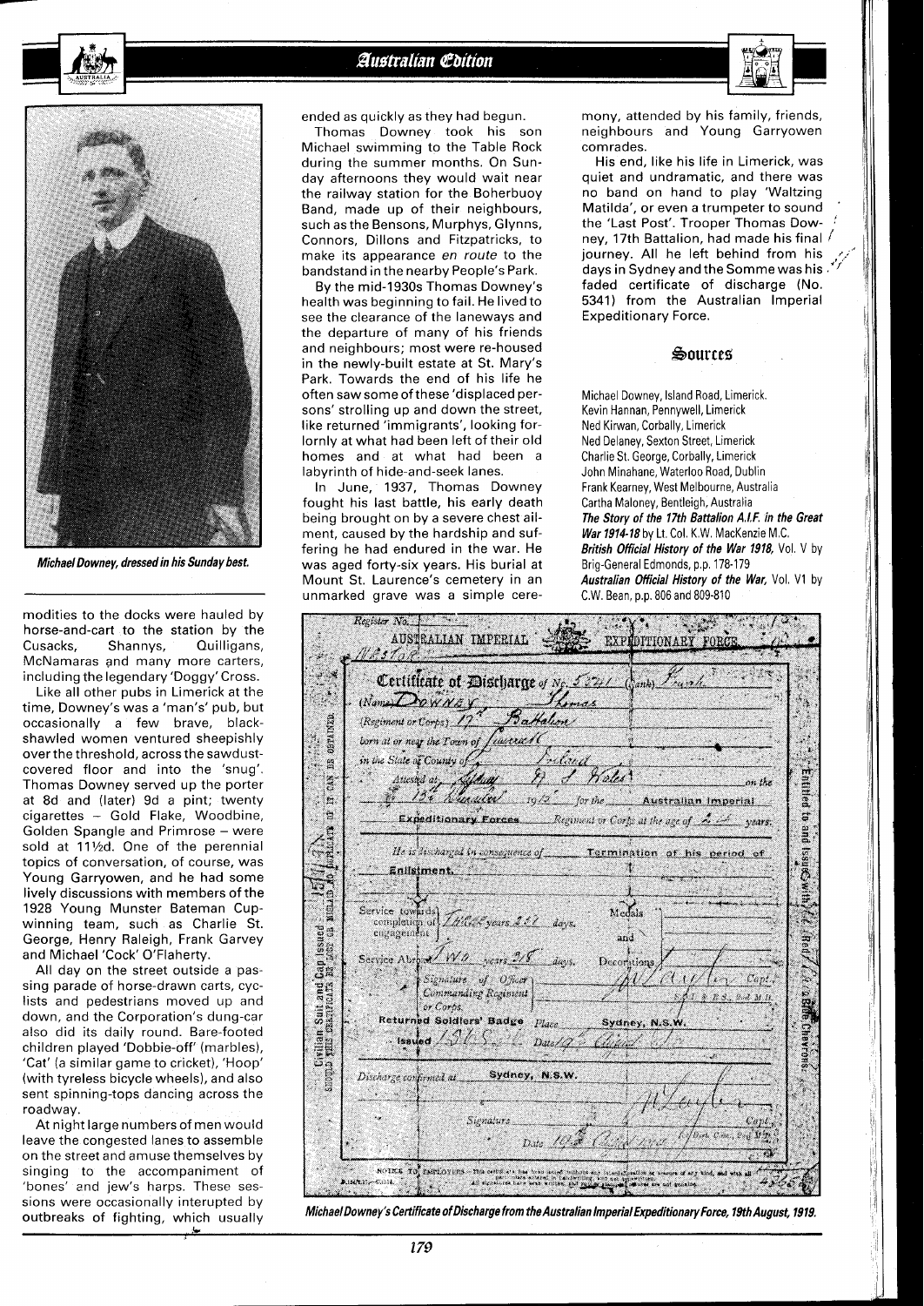Michael Downey, dressed in his Sunday best.

modities to the docks were hauled by horse-and-cart to the station by the Cusacks, Shannys, Quilligans, McNamaras and many more carters, including the legendary 'Doggy' Cross.

Like all other pubs in Limerick at the time, Downey's was a 'man's' pub, but occasionally a few brave, black-shawled women ventured sheepishly over the threshold, across the sawdust-covered floor and into the 'snug'. Thomas Downey served up the porter at 8d and (later) 9d a pint; twenty cigarettes – Gold Flake, Woodbine, Golden Spangle and Primrose – were sold at 11½d. One of the perennial topics of conversation, of course, was Young Garryowen, and he had some lively discussions with members of the 1928 Young Munster Bateman Cup-winning team, such as Charlie St. George, Henry Raleigh, Frank Garvey and Michael 'Cock' O'Flaherty.

All day on the street outside a passing parade of horse-drawn carts, cyclists and pedestrians moved up and down, and the Corporation's dung-car also did its daily round. Bare-footed children played 'Dobbie-off' (marbles), 'Cat' (a similar game to cricket), 'Hoop' (with tyreless bicycle wheels), and also sent spinning-tops dancing across the roadway.

At night large numbers of men would leave the congested lanes to assemble on the street and amuse themselves by singing to the accompaniment of 'bones' and jew's harps. These sessions were occasionally interrupted by outbreaks of fighting, which usually ended as quickly as they had begun.

Thomas Downey took his son Michael swimming to the Table Rock during the summer months. On Sunday afternoons they would wait near the railway station for the Boherbuoy Band, made up of their neighbours, such as the Bensons, Murphys, Glynns, Connors, Dillons and Fitzpatricks, to make its appearance *en route* to the bandstand in the nearby People's Park.

By the mid-1930s Thomas Downey's health was beginning to fail. He lived to see the clearance of the laneways and the departure of many of his friends and neighbours; most were re-housed in the newly-built estate at St. Mary's Park. Towards the end of his life he often saw some of these 'displaced persons' strolling up and down the street, like returned 'immigrants', looking forlornly at what had been left of their old homes and at what had been a labyrinth of hide-and-seek lanes.

In June, 1937, Thomas Downey fought his last battle, his early death being brought on by a severe chest ailment, caused by the hardship and suffering he had endured in the war. He was aged forty-six years. His burial at Mount St. Laurence's cemetery in an unmarked grave was a simple ceremony, attended by his family, friends, neighbours and Young Garryowen comrades.

His end, like his life in Limerick, was quiet and undramatic, and there was no band on hand to play 'Waltzing Matilda', or even a trumpeter to sound the 'Last Post'. Trooper Thomas Downey, 17th Battalion, had made his final journey. All he left behind from his days in Sydney and the Somme was his faded certificate of discharge (No. 5341) from the Australian Imperial Expeditionary Force.

## Sources

Michael Downey, Island Road, Limerick.
Kevin Hannan, Pennywell, Limerick
Ned Kirwan, Corbally, Limerick
Ned Delaney, Sexton Street, Limerick
Charlie St. George, Corbally, Limerick
John Minahane, Waterloo Road, Dublin
Frank Kearney, West Melbourne, Australia
Cartha Maloney, Bentleigh, Australia
***The Story of the 17th Battalion A.I.F. in the Great War 1914-18*** by Lt. Col. K.W. MacKenzie M.C.
***British Official History of the War 1918,*** Vol. V by Brig-General Edmonds, p.p. 178-179
***Australian Official History of the War,*** Vol. V1 by C.W. Bean, p.p. 806 and 809-810

Michael Downey's Certificate of Discharge from the Australian Imperial Expeditionary Force, 19th August, 1919.